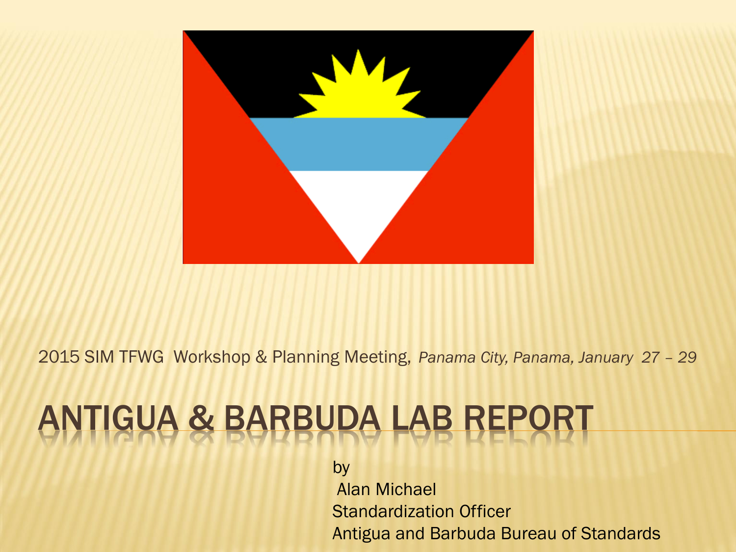2015 SIM TFWG Workshop & Planning Meeting, *Panama City, Panama, January 27 – 29*

# ANTIGUA & BARBUDA LAB REPORT

by
Alan Michael
Standardization Officer
Antigua and Barbuda Bureau of Standards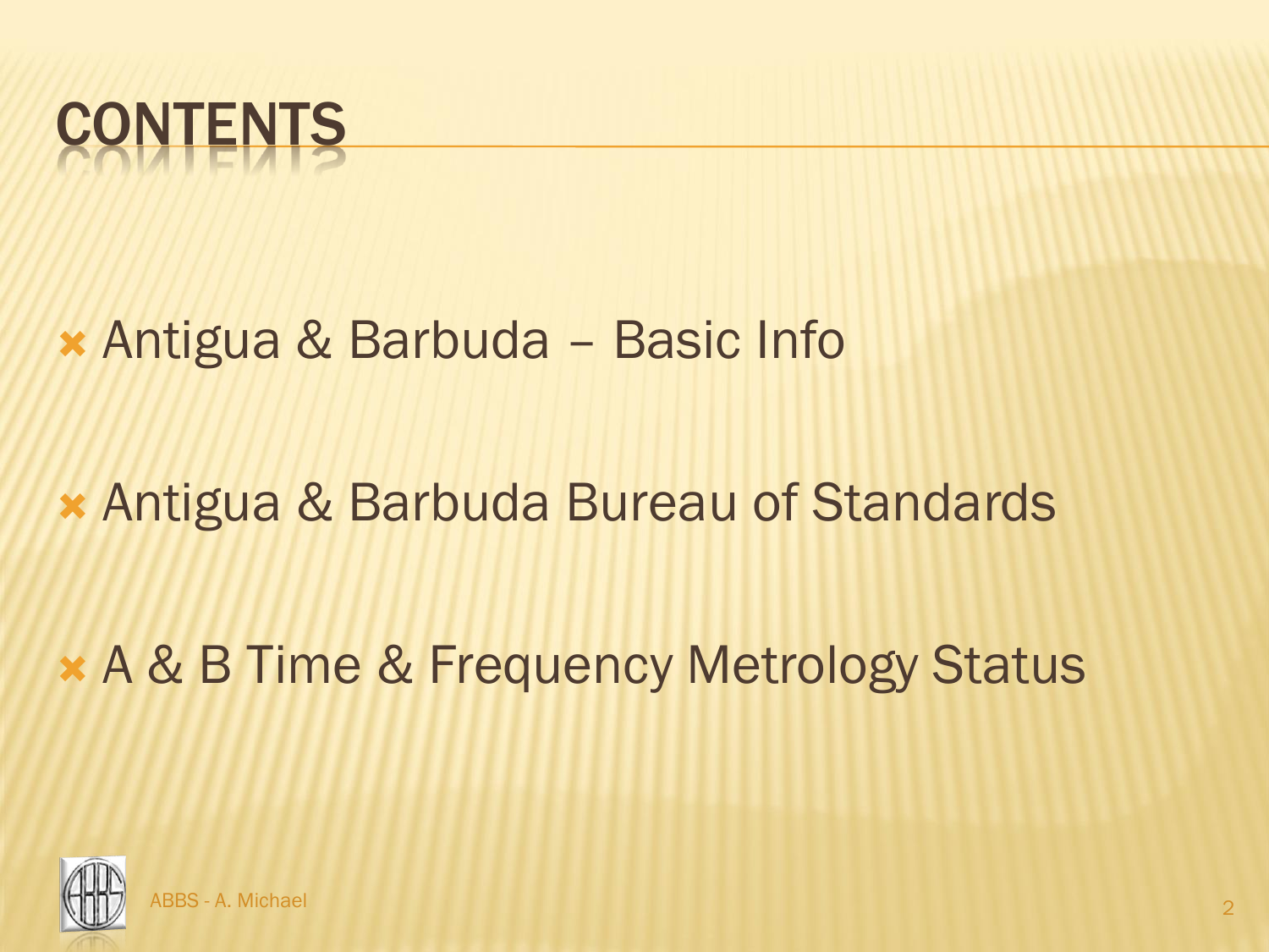# CONTENTS

- Antigua & Barbuda – Basic Info
- Antigua & Barbuda Bureau of Standards
- A & B Time & Frequency Metrology Status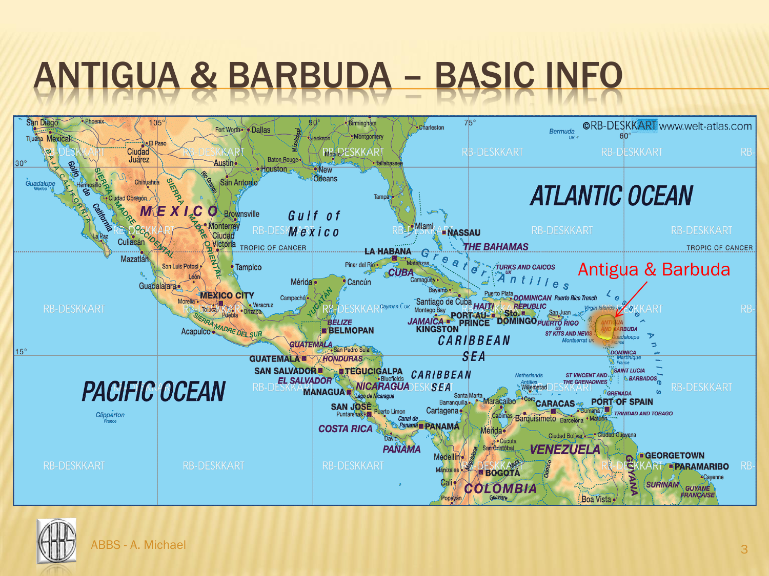# ANTIGUA & BARBUDA – BASIC INFO

Antigua & Barbuda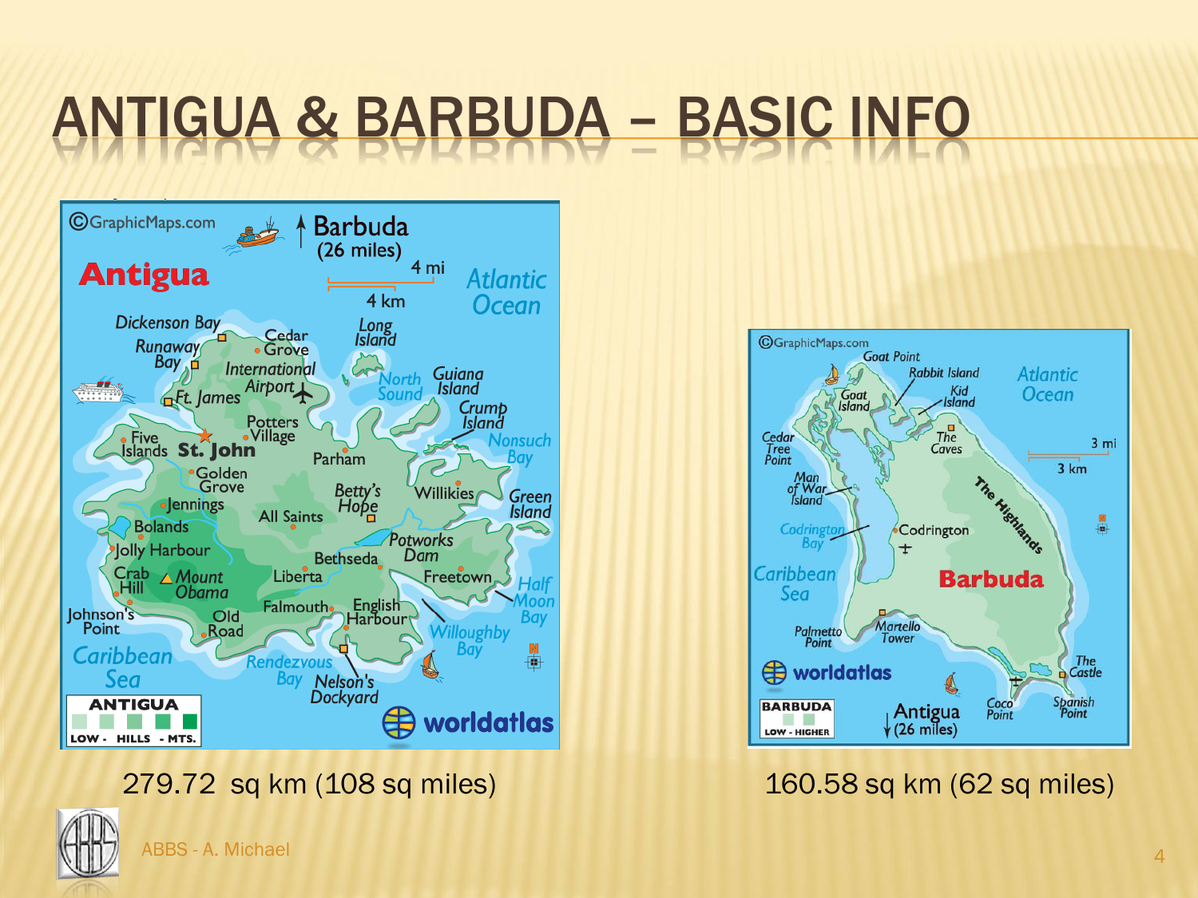# ANTIGUA & BARBUDA – BASIC INFO

279.72 sq km (108 sq miles)

160.58 sq km (62 sq miles)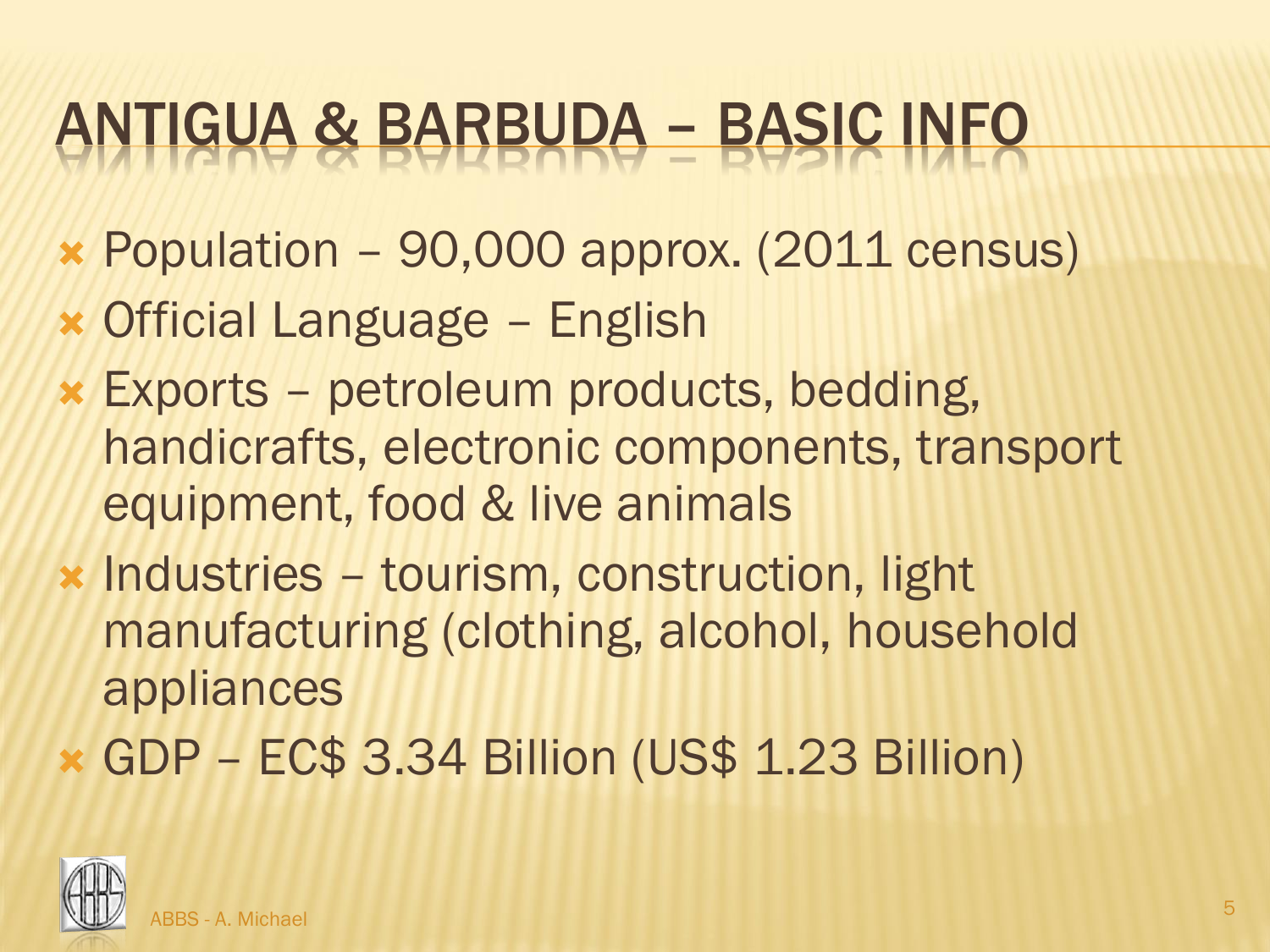# ANTIGUA & BARBUDA – BASIC INFO

- Population – 90,000 approx. (2011 census)
- Official Language – English
- Exports – petroleum products, bedding, handicrafts, electronic components, transport equipment, food & live animals
- Industries – tourism, construction, light manufacturing (clothing, alcohol, household appliances
- GDP – EC$ 3.34 Billion (US$ 1.23 Billion)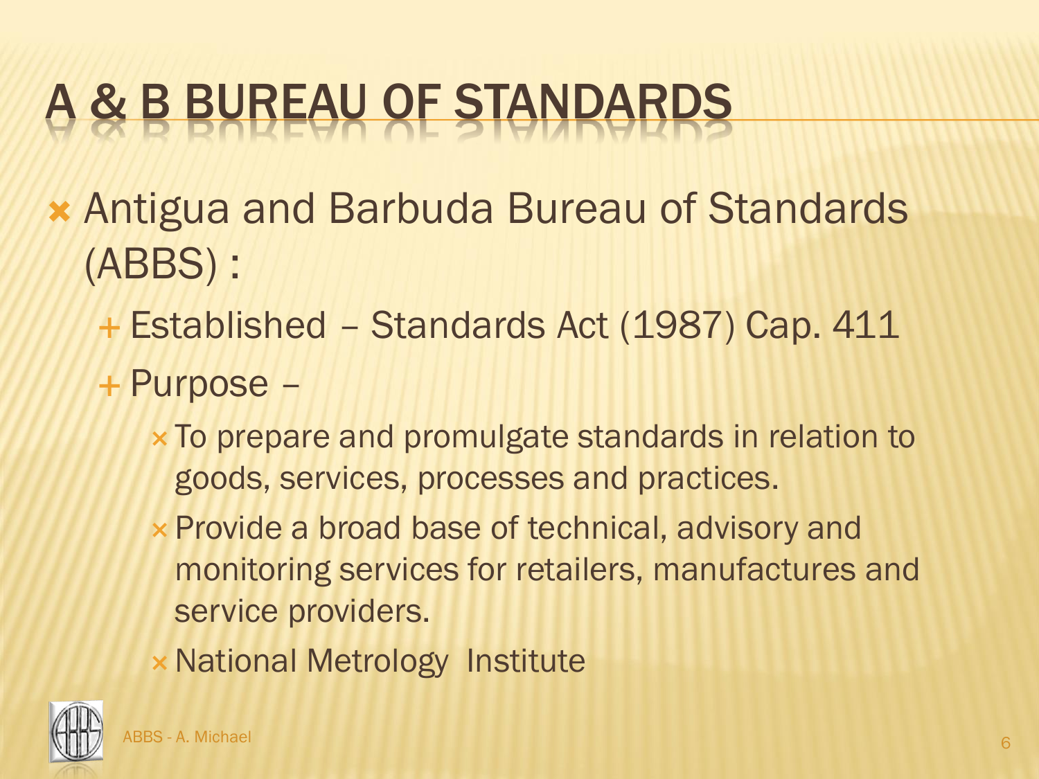# A & B BUREAU OF STANDARDS

- Antigua and Barbuda Bureau of Standards (ABBS) :
  - Established – Standards Act (1987) Cap. 411
  - Purpose –
    - To prepare and promulgate standards in relation to goods, services, processes and practices.
    - Provide a broad base of technical, advisory and monitoring services for retailers, manufactures and service providers.
    - National Metrology Institute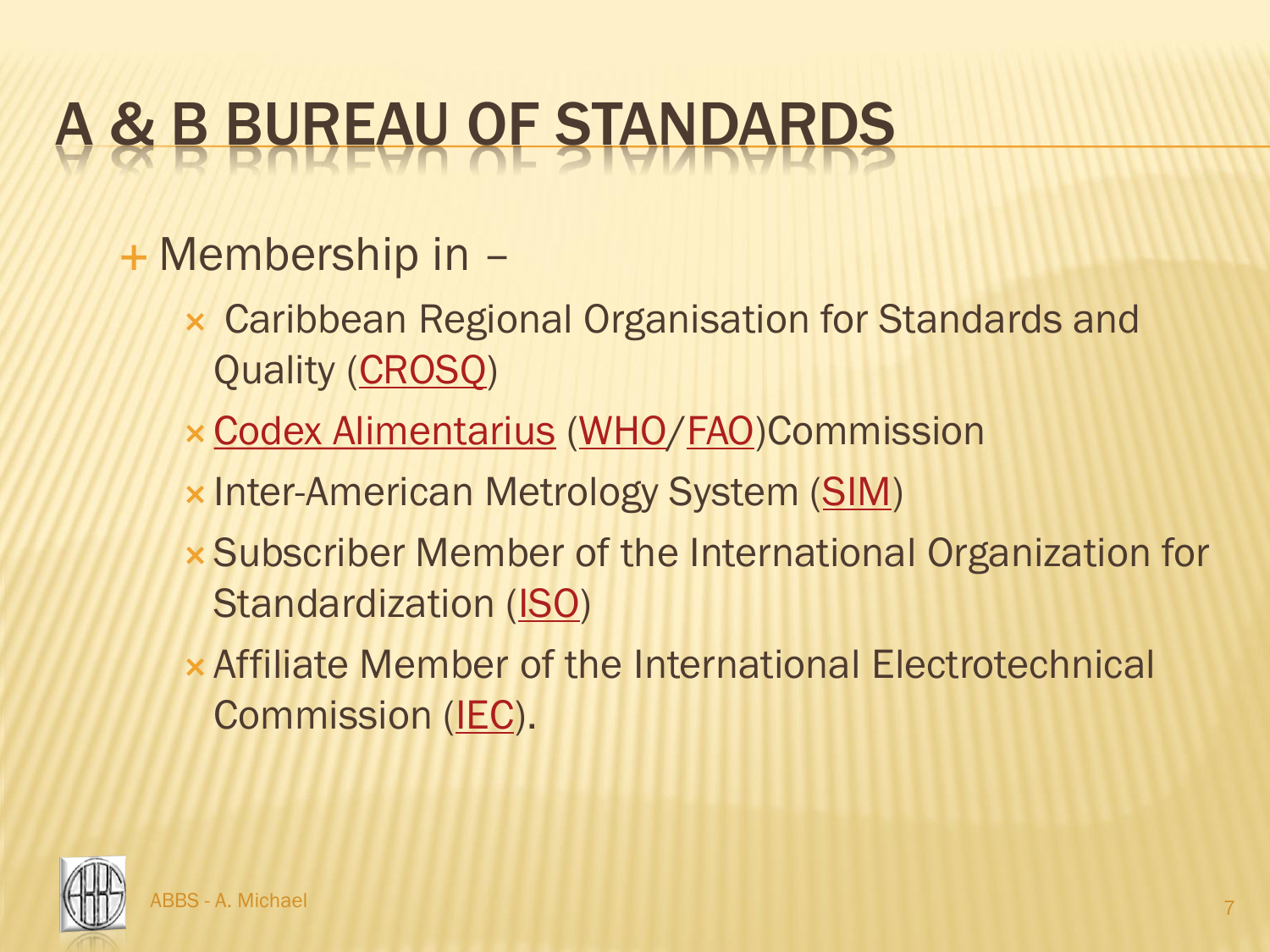# A & B BUREAU OF STANDARDS

- Membership in –
  - Caribbean Regional Organisation for Standards and Quality (CROSQ)
  - Codex Alimentarius (WHO/FAO)Commission
  - Inter-American Metrology System (SIM)
  - Subscriber Member of the International Organization for Standardization (ISO)
  - Affiliate Member of the International Electrotechnical Commission (IEC).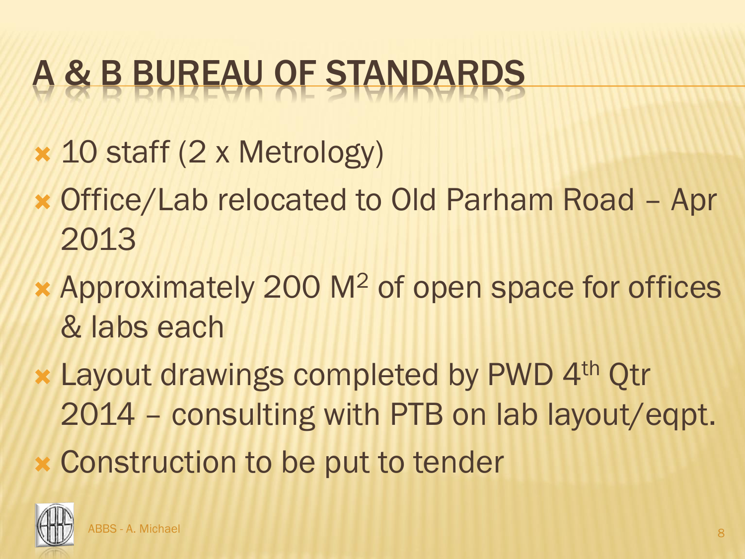# A & B BUREAU OF STANDARDS

- 10 staff (2 x Metrology)
- Office/Lab relocated to Old Parham Road – Apr 2013
- Approximately 200 $M^2$ of open space for offices & labs each
- Layout drawings completed by PWD 4th Qtr 2014 – consulting with PTB on lab layout/eqpt.
- Construction to be put to tender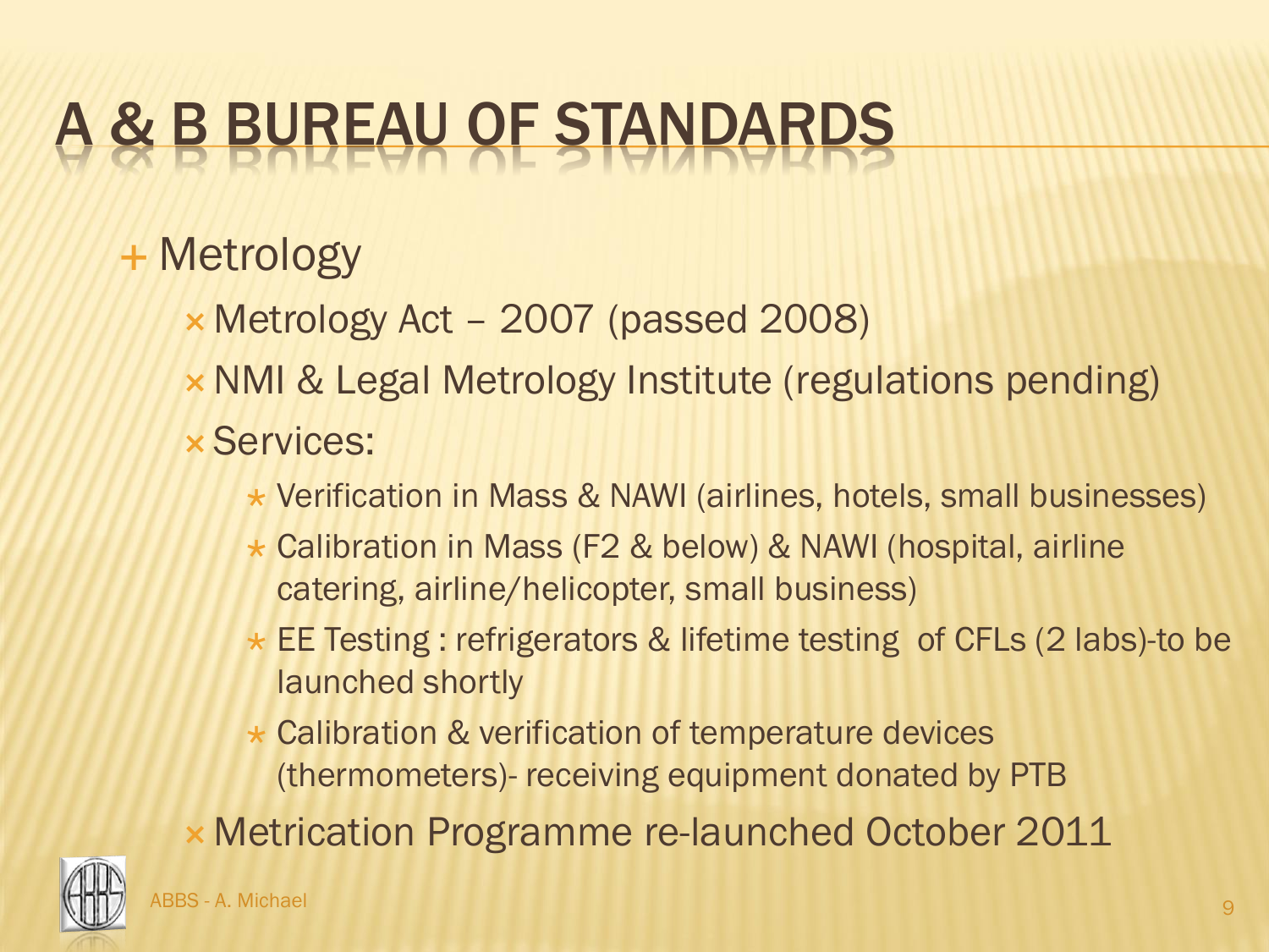# A & B BUREAU OF STANDARDS

- Metrology
  - Metrology Act – 2007 (passed 2008)
  - NMI & Legal Metrology Institute (regulations pending)
  - Services:
    - Verification in Mass & NAWI (airlines, hotels, small businesses)
    - Calibration in Mass (F2 & below) & NAWI (hospital, airline catering, airline/helicopter, small business)
    - EE Testing : refrigerators & lifetime testing of CFLs (2 labs)-to be launched shortly
    - Calibration & verification of temperature devices (thermometers)- receiving equipment donated by PTB
  - Metrication Programme re-launched October 2011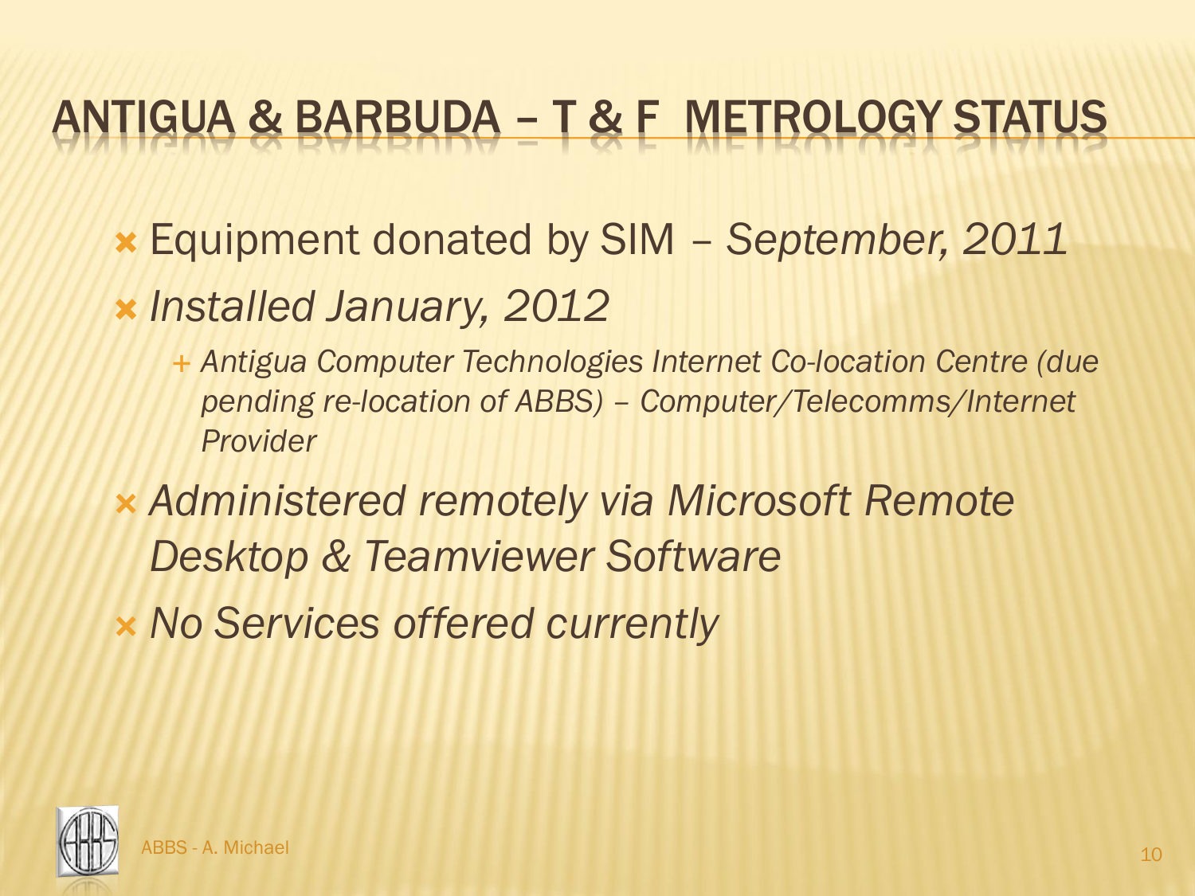# ANTIGUA & BARBUDA – T & F METROLOGY STATUS

- Equipment donated by SIM – *September, 2011*
- *Installed January, 2012*
  - *Antigua Computer Technologies Internet Co-location Centre (due pending re-location of ABBS) – Computer/Telecomms/Internet Provider*
- *Administered remotely via Microsoft Remote Desktop & Teamviewer Software*
- *No Services offered currently*

ABBS - A. Michael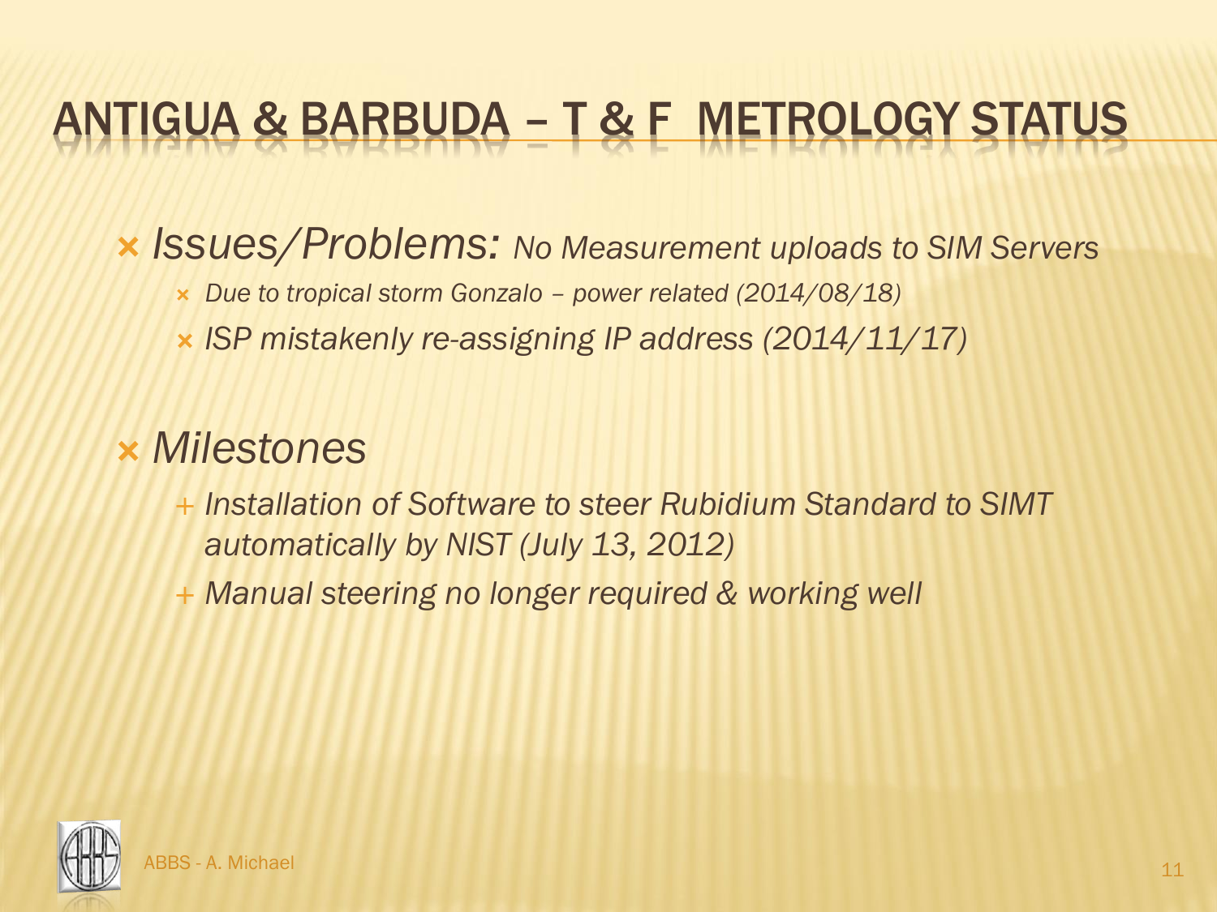# ANTIGUA & BARBUDA – T & F METROLOGY STATUS

- *Issues/Problems: No Measurement uploads to SIM Servers*
  - *Due to tropical storm Gonzalo – power related (2014/08/18)*
  - *ISP mistakenly re-assigning IP address (2014/11/17)*

- *Milestones*
  - *Installation of Software to steer Rubidium Standard to SIMT automatically by NIST (July 13, 2012)*
  - *Manual steering no longer required & working well*

ABBS - A. Michael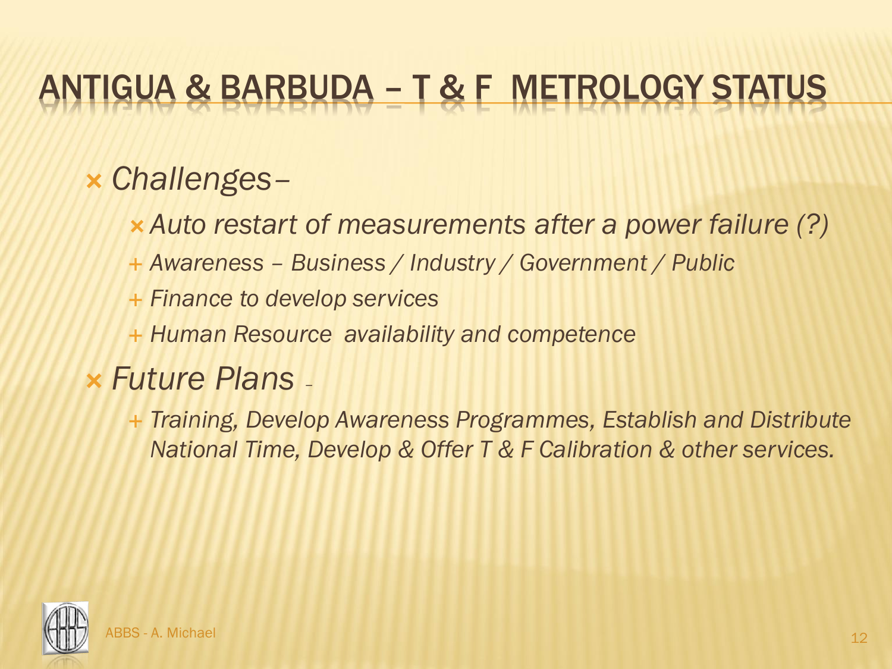# ANTIGUA & BARBUDA – T & F METROLOGY STATUS

- *Challenges–*
  - *Auto restart of measurements after a power failure (?)*
  - *Awareness – Business / Industry / Government / Public*
  - *Finance to develop services*
  - *Human Resource availability and competence*
- *Future Plans –*
  - *Training, Develop Awareness Programmes, Establish and Distribute National Time, Develop & Offer T & F Calibration & other services.*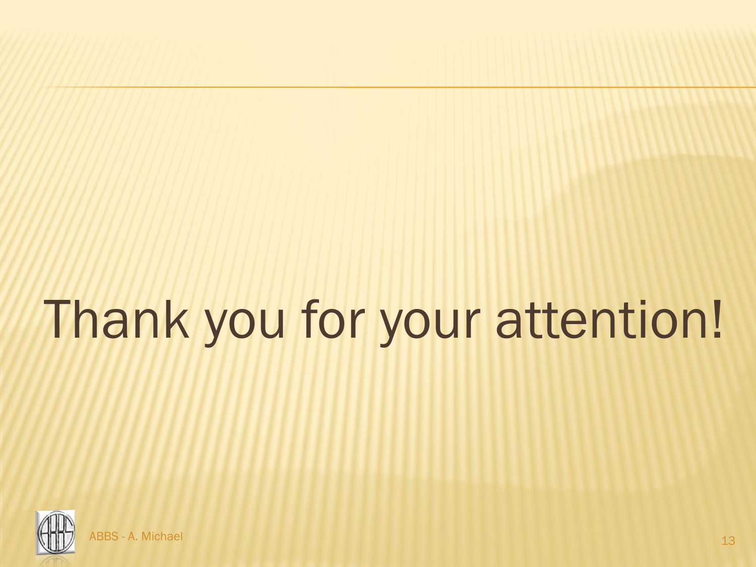Thank you for your attention!